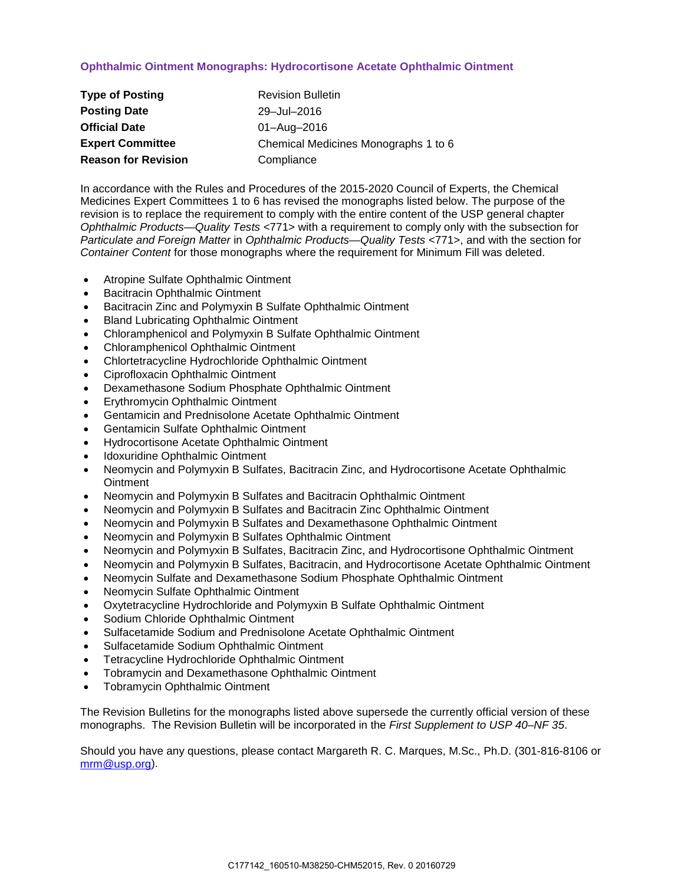## Ophthalmic Ointment Monographs: Hydrocortisone Acetate Ophthalmic Ointment

| | |
|---|---|
| **Type of Posting** | Revision Bulletin |
| **Posting Date** | 29–Jul–2016 |
| **Official Date** | 01–Aug–2016 |
| **Expert Committee** | Chemical Medicines Monographs 1 to 6 |
| **Reason for Revision** | Compliance |

In accordance with the Rules and Procedures of the 2015-2020 Council of Experts, the Chemical Medicines Expert Committees 1 to 6 has revised the monographs listed below. The purpose of the revision is to replace the requirement to comply with the entire content of the USP general chapter *Ophthalmic Products—Quality Tests* <771> with a requirement to comply only with the subsection for *Particulate and Foreign Matter* in *Ophthalmic Products—Quality Tests* <771>, and with the section for *Container Content* for those monographs where the requirement for Minimum Fill was deleted.

- Atropine Sulfate Ophthalmic Ointment
- Bacitracin Ophthalmic Ointment
- Bacitracin Zinc and Polymyxin B Sulfate Ophthalmic Ointment
- Bland Lubricating Ophthalmic Ointment
- Chloramphenicol and Polymyxin B Sulfate Ophthalmic Ointment
- Chloramphenicol Ophthalmic Ointment
- Chlortetracycline Hydrochloride Ophthalmic Ointment
- Ciprofloxacin Ophthalmic Ointment
- Dexamethasone Sodium Phosphate Ophthalmic Ointment
- Erythromycin Ophthalmic Ointment
- Gentamicin and Prednisolone Acetate Ophthalmic Ointment
- Gentamicin Sulfate Ophthalmic Ointment
- Hydrocortisone Acetate Ophthalmic Ointment
- Idoxuridine Ophthalmic Ointment
- Neomycin and Polymyxin B Sulfates, Bacitracin Zinc, and Hydrocortisone Acetate Ophthalmic Ointment
- Neomycin and Polymyxin B Sulfates and Bacitracin Ophthalmic Ointment
- Neomycin and Polymyxin B Sulfates and Bacitracin Zinc Ophthalmic Ointment
- Neomycin and Polymyxin B Sulfates and Dexamethasone Ophthalmic Ointment
- Neomycin and Polymyxin B Sulfates Ophthalmic Ointment
- Neomycin and Polymyxin B Sulfates, Bacitracin Zinc, and Hydrocortisone Ophthalmic Ointment
- Neomycin and Polymyxin B Sulfates, Bacitracin, and Hydrocortisone Acetate Ophthalmic Ointment
- Neomycin Sulfate and Dexamethasone Sodium Phosphate Ophthalmic Ointment
- Neomycin Sulfate Ophthalmic Ointment
- Oxytetracycline Hydrochloride and Polymyxin B Sulfate Ophthalmic Ointment
- Sodium Chloride Ophthalmic Ointment
- Sulfacetamide Sodium and Prednisolone Acetate Ophthalmic Ointment
- Sulfacetamide Sodium Ophthalmic Ointment
- Tetracycline Hydrochloride Ophthalmic Ointment
- Tobramycin and Dexamethasone Ophthalmic Ointment
- Tobramycin Ophthalmic Ointment

The Revision Bulletins for the monographs listed above supersede the currently official version of these monographs. The Revision Bulletin will be incorporated in the *First Supplement to USP 40–NF 35*.

Should you have any questions, please contact Margareth R. C. Marques, M.Sc., Ph.D. (301-816-8106 or mrm@usp.org).

C177142_160510-M38250-CHM52015, Rev. 0 20160729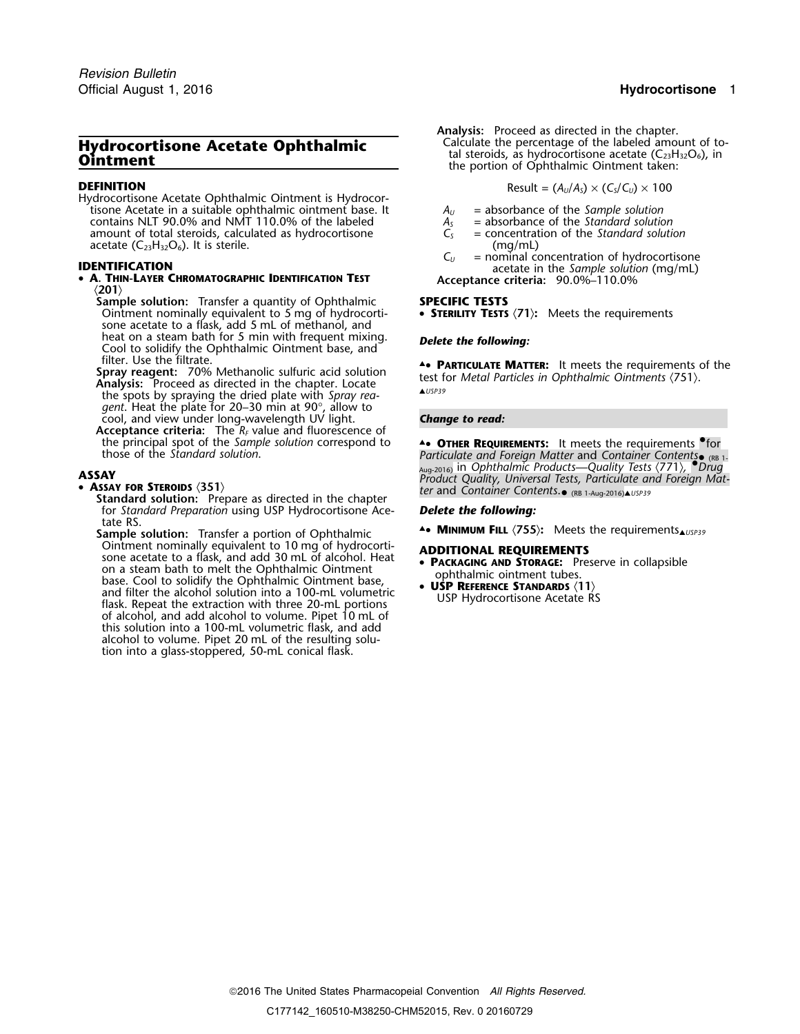Revision Bulletin
Official August 1, 2016

# Hydrocortisone Acetate Ophthalmic Ointment

**DEFINITION**

Hydrocortisone Acetate Ophthalmic Ointment is Hydrocortisone Acetate in a suitable ophthalmic ointment base. It contains NLT 90.0% and NMT 110.0% of the labeled amount of total steroids, calculated as hydrocortisone acetate ($C_{23}H_{32}O_6$). It is sterile.

**IDENTIFICATION**

- **A. Thin-Layer Chromatographic Identification Test ⟨201⟩**

  **Sample solution:** Transfer a quantity of Ophthalmic Ointment nominally equivalent to 5 mg of hydrocortisone acetate to a flask, add 5 mL of methanol, and heat on a steam bath for 5 min with frequent mixing. Cool to solidify the Ophthalmic Ointment base, and filter. Use the filtrate.

  **Spray reagent:** 70% Methanolic sulfuric acid solution

  **Analysis:** Proceed as directed in the chapter. Locate the spots by spraying the dried plate with *Spray reagent*. Heat the plate for 20–30 min at 90°, allow to cool, and view under long-wavelength UV light.

  **Acceptance criteria:** The $R_F$ value and fluorescence of the principal spot of the *Sample solution* correspond to those of the *Standard solution*.

**ASSAY**

- **Assay for Steroids ⟨351⟩**

  **Standard solution:** Prepare as directed in the chapter for *Standard Preparation* using USP Hydrocortisone Acetate RS.

  **Sample solution:** Transfer a portion of Ophthalmic Ointment nominally equivalent to 10 mg of hydrocortisone acetate to a flask, and add 30 mL of alcohol. Heat on a steam bath to melt the Ophthalmic Ointment base. Cool to solidify the Ophthalmic Ointment base, and filter the alcohol solution into a 100-mL volumetric flask. Repeat the extraction with three 20-mL portions of alcohol, and add alcohol to volume. Pipet 10 mL of this solution into a 100-mL volumetric flask, and add alcohol to volume. Pipet 20 mL of the resulting solution into a glass-stoppered, 50-mL conical flask.

  **Analysis:** Proceed as directed in the chapter.

  Calculate the percentage of the labeled amount of total steroids, as hydrocortisone acetate ($C_{23}H_{32}O_6$), in the portion of Ophthalmic Ointment taken:

$$\text{Result} = (A_U/A_S) \times (C_S/C_U) \times 100$$

  $A_U$ = absorbance of the *Sample solution*
  $A_S$ = absorbance of the *Standard solution*
  $C_S$ = concentration of the *Standard solution* (mg/mL)
  $C_U$ = nominal concentration of hydrocortisone acetate in the *Sample solution* (mg/mL)

  **Acceptance criteria:** 90.0%–110.0%

**SPECIFIC TESTS**

- **Sterility Tests ⟨71⟩:** Meets the requirements

*Delete the following:*

- ▲**Particulate Matter:** It meets the requirements of the test for *Metal Particles in Ophthalmic Ointments* ⟨751⟩. ▲USP39

*Change to read:*

- ▲**Other Requirements:** It meets the requirements •for *Particulate and Foreign Matter* and *Container Contents*• (RB 1-Aug-2016) in *Ophthalmic Products—Quality Tests* ⟨771⟩, •*Drug Product Quality, Universal Tests, Particulate and Foreign Matter* and *Container Contents*.• (RB 1-Aug-2016)▲USP39

*Delete the following:*

- ▲**Minimum Fill ⟨755⟩:** Meets the requirements▲USP39

**ADDITIONAL REQUIREMENTS**

- **Packaging and Storage:** Preserve in collapsible ophthalmic ointment tubes.
- **USP Reference Standards ⟨11⟩**
  USP Hydrocortisone Acetate RS

©2016 The United States Pharmacopeial Convention *All Rights Reserved.*

C177142_160510-M38250-CHM52015, Rev. 0 20160729